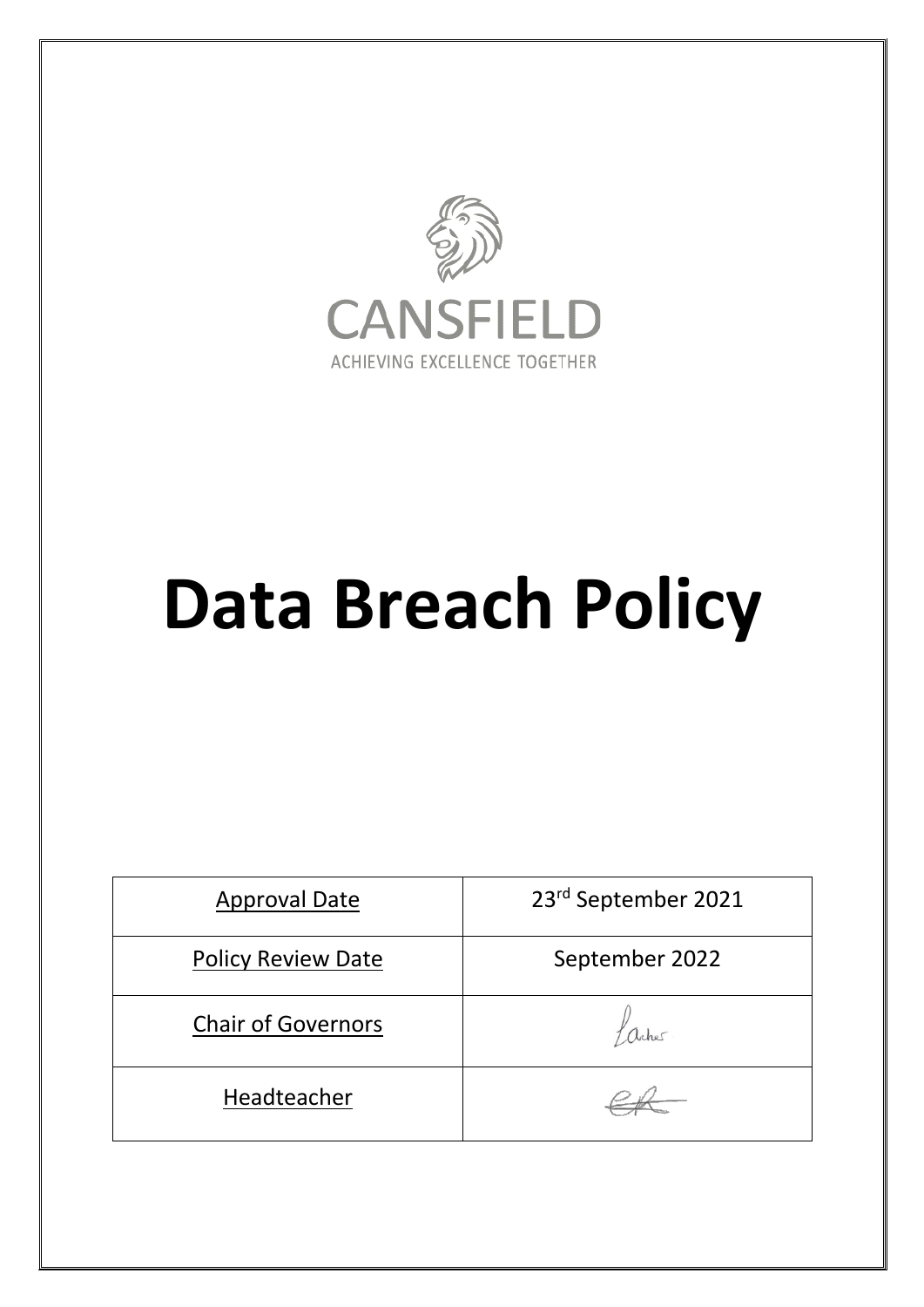CANSFIELD

ACHIEVING EXCELLENCE TOGETHER

# Data Breach Policy

| Approval Date | 23rd September 2021 |
| --- | --- |
| Policy Review Date | September 2022 |
| Chair of Governors | Lacher |
| Headteacher | EA |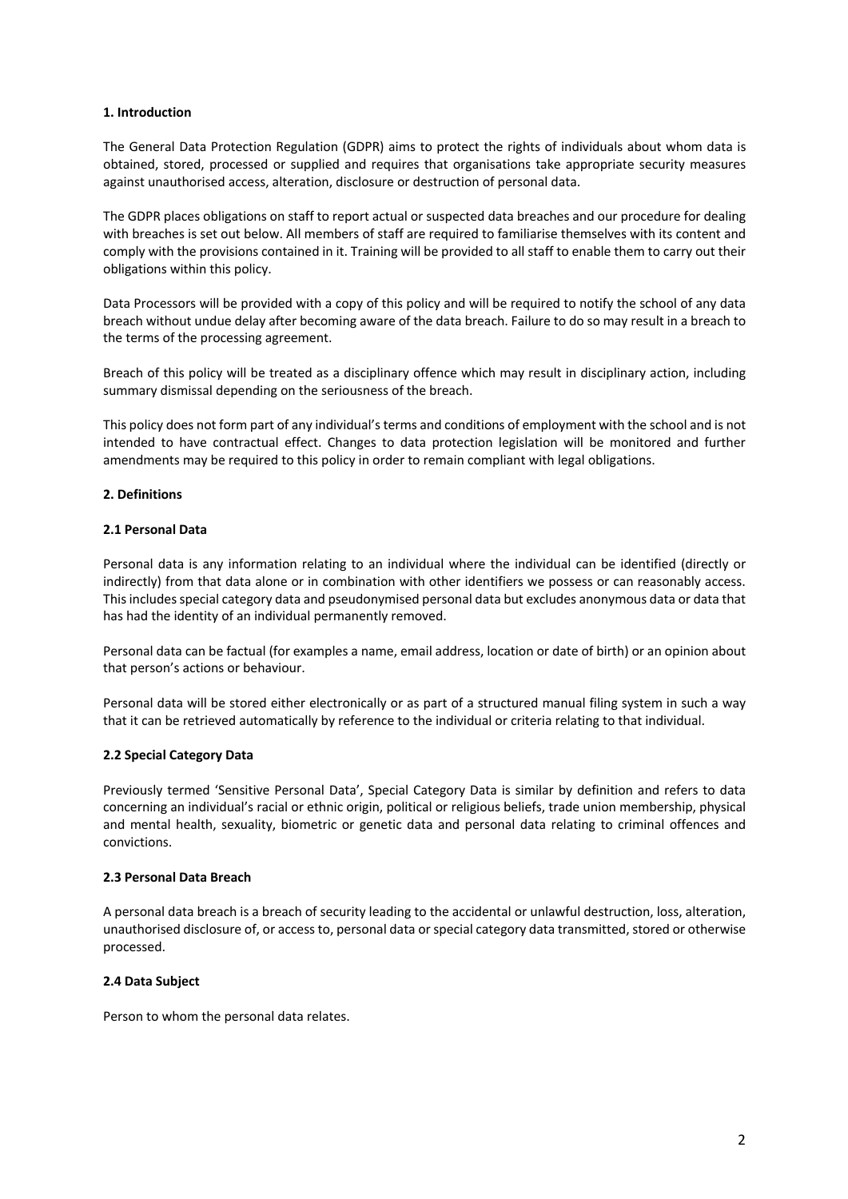**1. Introduction**

The General Data Protection Regulation (GDPR) aims to protect the rights of individuals about whom data is obtained, stored, processed or supplied and requires that organisations take appropriate security measures against unauthorised access, alteration, disclosure or destruction of personal data.

The GDPR places obligations on staff to report actual or suspected data breaches and our procedure for dealing with breaches is set out below. All members of staff are required to familiarise themselves with its content and comply with the provisions contained in it. Training will be provided to all staff to enable them to carry out their obligations within this policy.

Data Processors will be provided with a copy of this policy and will be required to notify the school of any data breach without undue delay after becoming aware of the data breach. Failure to do so may result in a breach to the terms of the processing agreement.

Breach of this policy will be treated as a disciplinary offence which may result in disciplinary action, including summary dismissal depending on the seriousness of the breach.

This policy does not form part of any individual's terms and conditions of employment with the school and is not intended to have contractual effect. Changes to data protection legislation will be monitored and further amendments may be required to this policy in order to remain compliant with legal obligations.

**2. Definitions**

**2.1 Personal Data**

Personal data is any information relating to an individual where the individual can be identified (directly or indirectly) from that data alone or in combination with other identifiers we possess or can reasonably access. This includes special category data and pseudonymised personal data but excludes anonymous data or data that has had the identity of an individual permanently removed.

Personal data can be factual (for examples a name, email address, location or date of birth) or an opinion about that person's actions or behaviour.

Personal data will be stored either electronically or as part of a structured manual filing system in such a way that it can be retrieved automatically by reference to the individual or criteria relating to that individual.

**2.2 Special Category Data**

Previously termed 'Sensitive Personal Data', Special Category Data is similar by definition and refers to data concerning an individual's racial or ethnic origin, political or religious beliefs, trade union membership, physical and mental health, sexuality, biometric or genetic data and personal data relating to criminal offences and convictions.

**2.3 Personal Data Breach**

A personal data breach is a breach of security leading to the accidental or unlawful destruction, loss, alteration, unauthorised disclosure of, or access to, personal data or special category data transmitted, stored or otherwise processed.

**2.4 Data Subject**

Person to whom the personal data relates.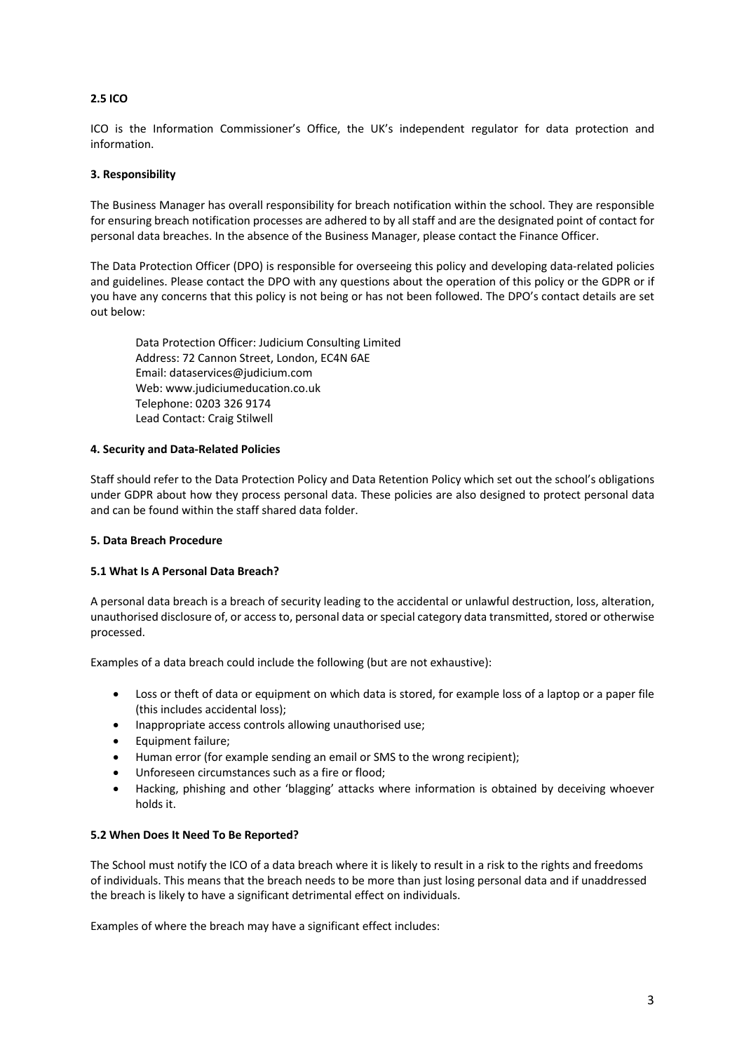### 2.5 ICO

ICO is the Information Commissioner's Office, the UK's independent regulator for data protection and information.

## 3. Responsibility

The Business Manager has overall responsibility for breach notification within the school. They are responsible for ensuring breach notification processes are adhered to by all staff and are the designated point of contact for personal data breaches. In the absence of the Business Manager, please contact the Finance Officer.

The Data Protection Officer (DPO) is responsible for overseeing this policy and developing data-related policies and guidelines. Please contact the DPO with any questions about the operation of this policy or the GDPR or if you have any concerns that this policy is not being or has not been followed. The DPO's contact details are set out below:

Data Protection Officer: Judicium Consulting Limited
Address: 72 Cannon Street, London, EC4N 6AE
Email: dataservices@judicium.com
Web: www.judiciumeducation.co.uk
Telephone: 0203 326 9174
Lead Contact: Craig Stilwell

## 4. Security and Data-Related Policies

Staff should refer to the Data Protection Policy and Data Retention Policy which set out the school's obligations under GDPR about how they process personal data. These policies are also designed to protect personal data and can be found within the staff shared data folder.

## 5. Data Breach Procedure

### 5.1 What Is A Personal Data Breach?

A personal data breach is a breach of security leading to the accidental or unlawful destruction, loss, alteration, unauthorised disclosure of, or access to, personal data or special category data transmitted, stored or otherwise processed.

Examples of a data breach could include the following (but are not exhaustive):

- Loss or theft of data or equipment on which data is stored, for example loss of a laptop or a paper file (this includes accidental loss);
- Inappropriate access controls allowing unauthorised use;
- Equipment failure;
- Human error (for example sending an email or SMS to the wrong recipient);
- Unforeseen circumstances such as a fire or flood;
- Hacking, phishing and other 'blagging' attacks where information is obtained by deceiving whoever holds it.

### 5.2 When Does It Need To Be Reported?

The School must notify the ICO of a data breach where it is likely to result in a risk to the rights and freedoms of individuals. This means that the breach needs to be more than just losing personal data and if unaddressed the breach is likely to have a significant detrimental effect on individuals.

Examples of where the breach may have a significant effect includes: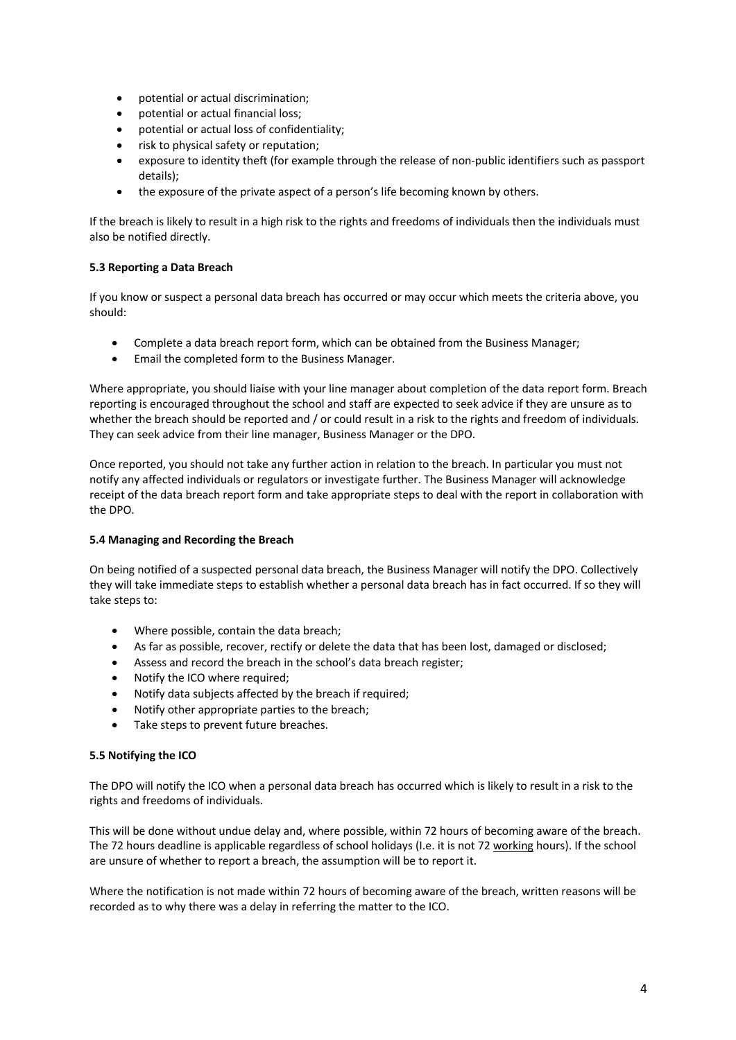- potential or actual discrimination;
- potential or actual financial loss;
- potential or actual loss of confidentiality;
- risk to physical safety or reputation;
- exposure to identity theft (for example through the release of non-public identifiers such as passport details);
- the exposure of the private aspect of a person's life becoming known by others.

If the breach is likely to result in a high risk to the rights and freedoms of individuals then the individuals must also be notified directly.

**5.3 Reporting a Data Breach**

If you know or suspect a personal data breach has occurred or may occur which meets the criteria above, you should:

- Complete a data breach report form, which can be obtained from the Business Manager;
- Email the completed form to the Business Manager.

Where appropriate, you should liaise with your line manager about completion of the data report form. Breach reporting is encouraged throughout the school and staff are expected to seek advice if they are unsure as to whether the breach should be reported and / or could result in a risk to the rights and freedom of individuals. They can seek advice from their line manager, Business Manager or the DPO.

Once reported, you should not take any further action in relation to the breach. In particular you must not notify any affected individuals or regulators or investigate further. The Business Manager will acknowledge receipt of the data breach report form and take appropriate steps to deal with the report in collaboration with the DPO.

**5.4 Managing and Recording the Breach**

On being notified of a suspected personal data breach, the Business Manager will notify the DPO. Collectively they will take immediate steps to establish whether a personal data breach has in fact occurred. If so they will take steps to:

- Where possible, contain the data breach;
- As far as possible, recover, rectify or delete the data that has been lost, damaged or disclosed;
- Assess and record the breach in the school's data breach register;
- Notify the ICO where required;
- Notify data subjects affected by the breach if required;
- Notify other appropriate parties to the breach;
- Take steps to prevent future breaches.

**5.5 Notifying the ICO**

The DPO will notify the ICO when a personal data breach has occurred which is likely to result in a risk to the rights and freedoms of individuals.

This will be done without undue delay and, where possible, within 72 hours of becoming aware of the breach. The 72 hours deadline is applicable regardless of school holidays (I.e. it is not 72 <u>working</u> hours). If the school are unsure of whether to report a breach, the assumption will be to report it.

Where the notification is not made within 72 hours of becoming aware of the breach, written reasons will be recorded as to why there was a delay in referring the matter to the ICO.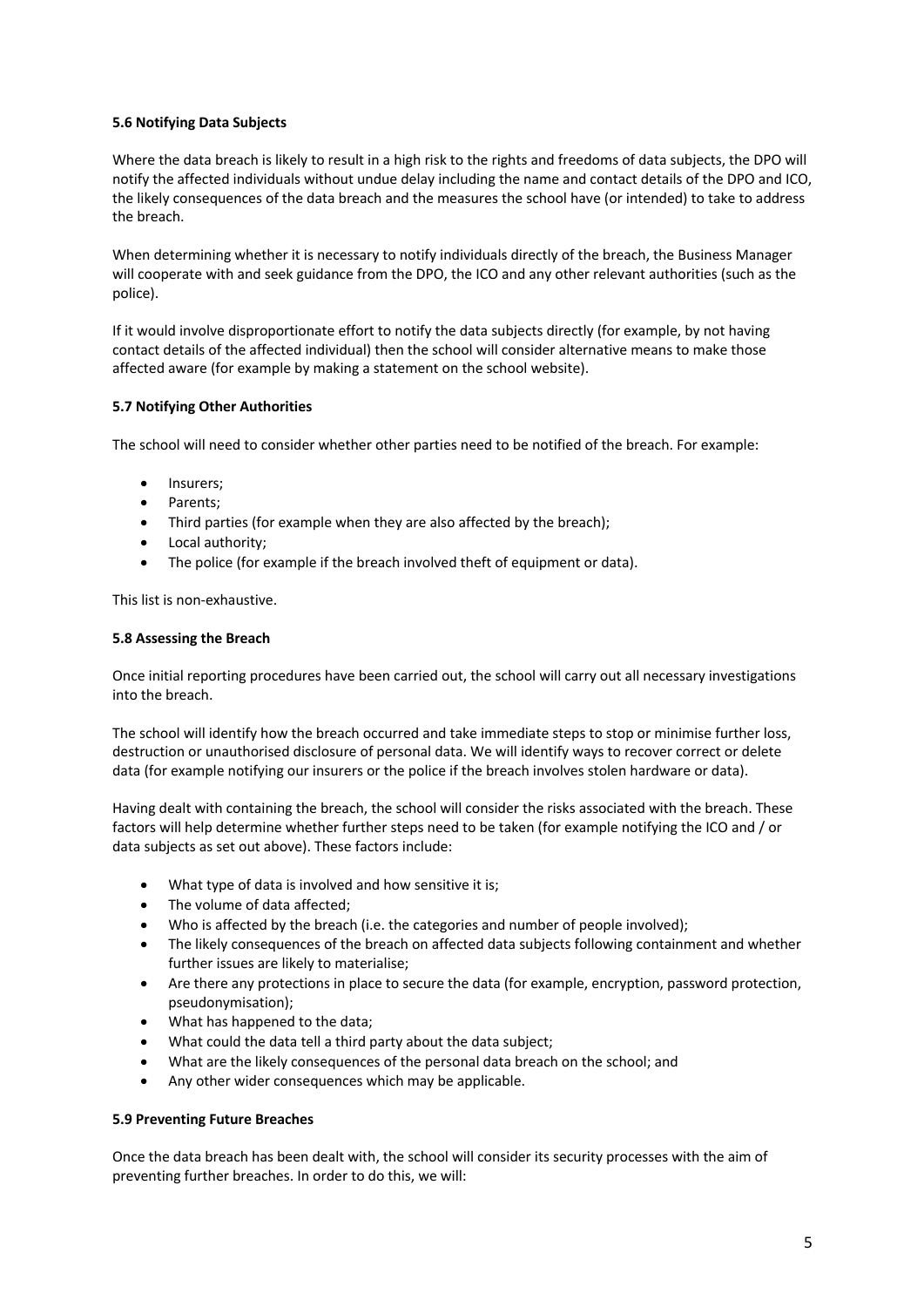**5.6 Notifying Data Subjects**

Where the data breach is likely to result in a high risk to the rights and freedoms of data subjects, the DPO will notify the affected individuals without undue delay including the name and contact details of the DPO and ICO, the likely consequences of the data breach and the measures the school have (or intended) to take to address the breach.

When determining whether it is necessary to notify individuals directly of the breach, the Business Manager will cooperate with and seek guidance from the DPO, the ICO and any other relevant authorities (such as the police).

If it would involve disproportionate effort to notify the data subjects directly (for example, by not having contact details of the affected individual) then the school will consider alternative means to make those affected aware (for example by making a statement on the school website).

**5.7 Notifying Other Authorities**

The school will need to consider whether other parties need to be notified of the breach. For example:

- Insurers;
- Parents;
- Third parties (for example when they are also affected by the breach);
- Local authority;
- The police (for example if the breach involved theft of equipment or data).

This list is non-exhaustive.

**5.8 Assessing the Breach**

Once initial reporting procedures have been carried out, the school will carry out all necessary investigations into the breach.

The school will identify how the breach occurred and take immediate steps to stop or minimise further loss, destruction or unauthorised disclosure of personal data. We will identify ways to recover correct or delete data (for example notifying our insurers or the police if the breach involves stolen hardware or data).

Having dealt with containing the breach, the school will consider the risks associated with the breach. These factors will help determine whether further steps need to be taken (for example notifying the ICO and / or data subjects as set out above). These factors include:

- What type of data is involved and how sensitive it is;
- The volume of data affected;
- Who is affected by the breach (i.e. the categories and number of people involved);
- The likely consequences of the breach on affected data subjects following containment and whether further issues are likely to materialise;
- Are there any protections in place to secure the data (for example, encryption, password protection, pseudonymisation);
- What has happened to the data;
- What could the data tell a third party about the data subject;
- What are the likely consequences of the personal data breach on the school; and
- Any other wider consequences which may be applicable.

**5.9 Preventing Future Breaches**

Once the data breach has been dealt with, the school will consider its security processes with the aim of preventing further breaches. In order to do this, we will: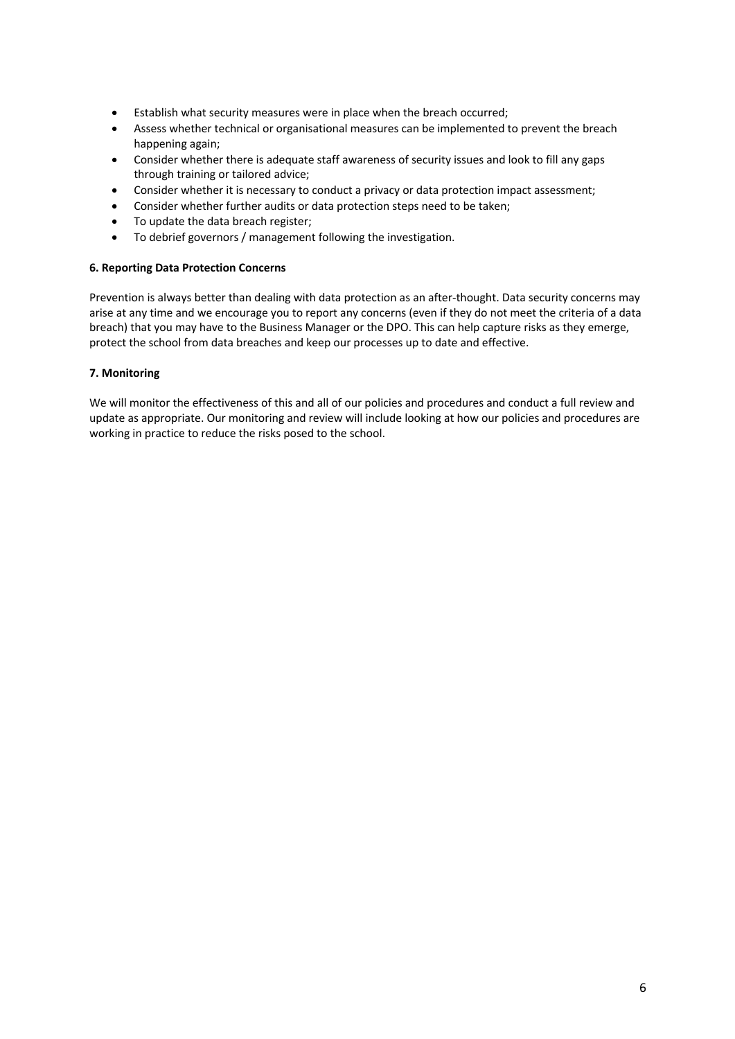- Establish what security measures were in place when the breach occurred;
- Assess whether technical or organisational measures can be implemented to prevent the breach happening again;
- Consider whether there is adequate staff awareness of security issues and look to fill any gaps through training or tailored advice;
- Consider whether it is necessary to conduct a privacy or data protection impact assessment;
- Consider whether further audits or data protection steps need to be taken;
- To update the data breach register;
- To debrief governors / management following the investigation.

**6. Reporting Data Protection Concerns**

Prevention is always better than dealing with data protection as an after-thought. Data security concerns may arise at any time and we encourage you to report any concerns (even if they do not meet the criteria of a data breach) that you may have to the Business Manager or the DPO. This can help capture risks as they emerge, protect the school from data breaches and keep our processes up to date and effective.

**7. Monitoring**

We will monitor the effectiveness of this and all of our policies and procedures and conduct a full review and update as appropriate. Our monitoring and review will include looking at how our policies and procedures are working in practice to reduce the risks posed to the school.